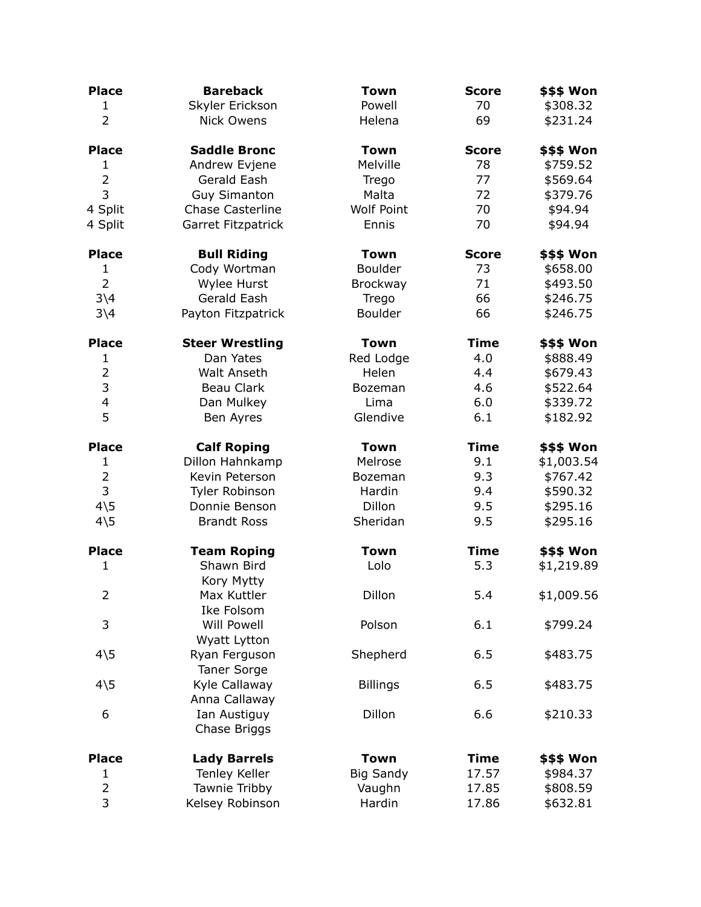| Place | Bareback | Town | Score | $$$ Won |
|---|---|---|---|---|
| 1 | Skyler Erickson | Powell | 70 | $308.32 |
| 2 | Nick Owens | Helena | 69 | $231.24 |

| Place | Saddle Bronc | Town | Score | $$$ Won |
|---|---|---|---|---|
| 1 | Andrew Evjene | Melville | 78 | $759.52 |
| 2 | Gerald Eash | Trego | 77 | $569.64 |
| 3 | Guy Simanton | Malta | 72 | $379.76 |
| 4 Split | Chase Casterline | Wolf Point | 70 | $94.94 |
| 4 Split | Garret Fitzpatrick | Ennis | 70 | $94.94 |

| Place | Bull Riding | Town | Score | $$$ Won |
|---|---|---|---|---|
| 1 | Cody Wortman | Boulder | 73 | $658.00 |
| 2 | Wylee Hurst | Brockway | 71 | $493.50 |
| 3\4 | Gerald Eash | Trego | 66 | $246.75 |
| 3\4 | Payton Fitzpatrick | Boulder | 66 | $246.75 |

| Place | Steer Wrestling | Town | Time | $$$ Won |
|---|---|---|---|---|
| 1 | Dan Yates | Red Lodge | 4.0 | $888.49 |
| 2 | Walt Anseth | Helen | 4.4 | $679.43 |
| 3 | Beau Clark | Bozeman | 4.6 | $522.64 |
| 4 | Dan Mulkey | Lima | 6.0 | $339.72 |
| 5 | Ben Ayres | Glendive | 6.1 | $182.92 |

| Place | Calf Roping | Town | Time | $$$ Won |
|---|---|---|---|---|
| 1 | Dillon Hahnkamp | Melrose | 9.1 | $1,003.54 |
| 2 | Kevin Peterson | Bozeman | 9.3 | $767.42 |
| 3 | Tyler Robinson | Hardin | 9.4 | $590.32 |
| 4\5 | Donnie Benson | Dillon | 9.5 | $295.16 |
| 4\5 | Brandt Ross | Sheridan | 9.5 | $295.16 |

| Place | Team Roping | Town | Time | $$$ Won |
|---|---|---|---|---|
| 1 | Shawn Bird<br>Kory Mytty | Lolo | 5.3 | $1,219.89 |
| 2 | Max Kuttler<br>Ike Folsom | Dillon | 5.4 | $1,009.56 |
| 3 | Will Powell<br>Wyatt Lytton | Polson | 6.1 | $799.24 |
| 4\5 | Ryan Ferguson<br>Taner Sorge | Shepherd | 6.5 | $483.75 |
| 4\5 | Kyle Callaway<br>Anna Callaway | Billings | 6.5 | $483.75 |
| 6 | Ian Austiguy<br>Chase Briggs | Dillon | 6.6 | $210.33 |

| Place | Lady Barrels | Town | Time | $$$ Won |
|---|---|---|---|---|
| 1 | Tenley Keller | Big Sandy | 17.57 | $984.37 |
| 2 | Tawnie Tribby | Vaughn | 17.85 | $808.59 |
| 3 | Kelsey Robinson | Hardin | 17.86 | $632.81 |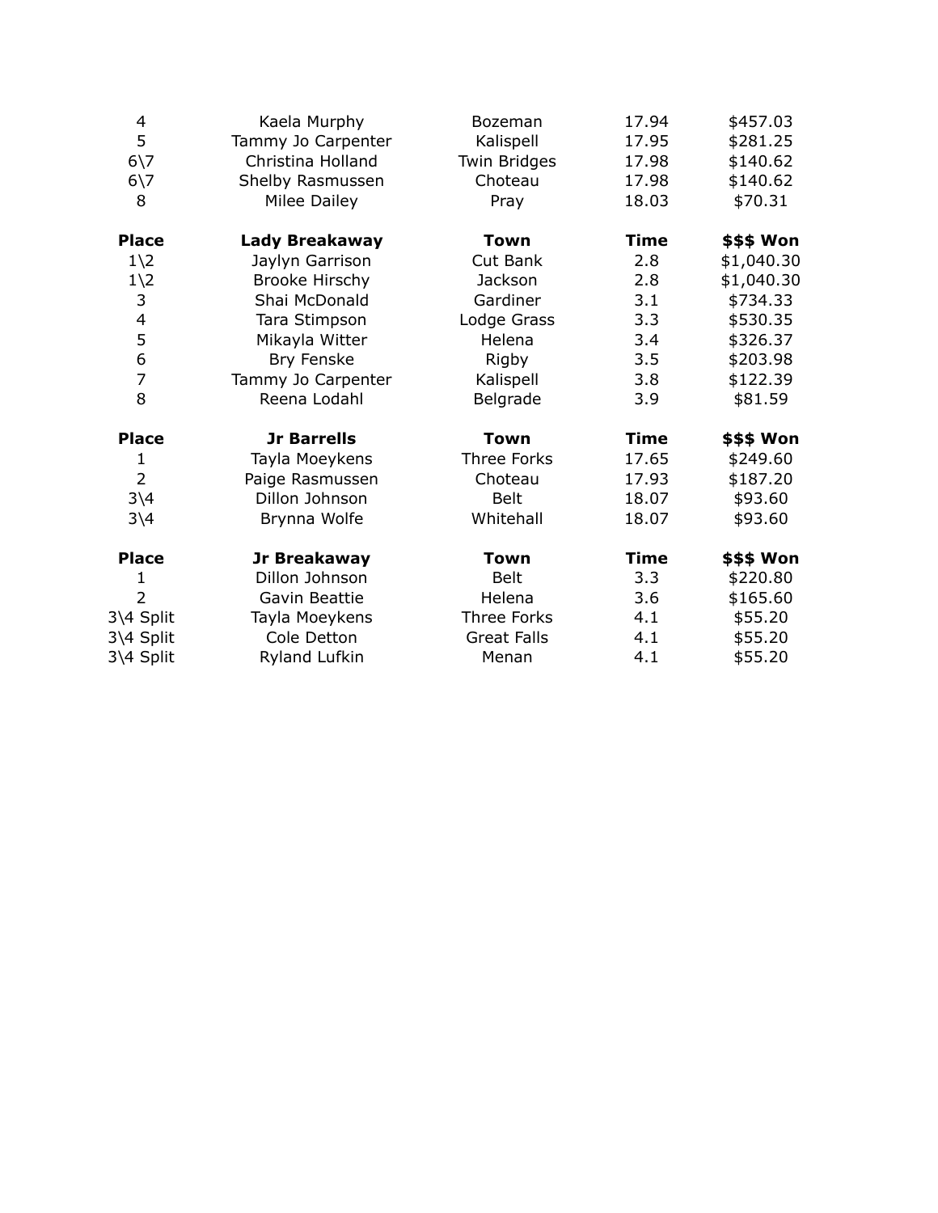| | | | | |
|---|---|---|---|---|
| 4 | Kaela Murphy | Bozeman | 17.94 | $457.03 |
| 5 | Tammy Jo Carpenter | Kalispell | 17.95 | $281.25 |
| 6\7 | Christina Holland | Twin Bridges | 17.98 | $140.62 |
| 6\7 | Shelby Rasmussen | Choteau | 17.98 | $140.62 |
| 8 | Milee Dailey | Pray | 18.03 | $70.31 |

| Place | Lady Breakaway | Town | Time | $$$ Won |
|---|---|---|---|---|
| 1\2 | Jaylyn Garrison | Cut Bank | 2.8 | $1,040.30 |
| 1\2 | Brooke Hirschy | Jackson | 2.8 | $1,040.30 |
| 3 | Shai McDonald | Gardiner | 3.1 | $734.33 |
| 4 | Tara Stimpson | Lodge Grass | 3.3 | $530.35 |
| 5 | Mikayla Witter | Helena | 3.4 | $326.37 |
| 6 | Bry Fenske | Rigby | 3.5 | $203.98 |
| 7 | Tammy Jo Carpenter | Kalispell | 3.8 | $122.39 |
| 8 | Reena Lodahl | Belgrade | 3.9 | $81.59 |

| Place | Jr Barrells | Town | Time | $$$ Won |
|---|---|---|---|---|
| 1 | Tayla Moeykens | Three Forks | 17.65 | $249.60 |
| 2 | Paige Rasmussen | Choteau | 17.93 | $187.20 |
| 3\4 | Dillon Johnson | Belt | 18.07 | $93.60 |
| 3\4 | Brynna Wolfe | Whitehall | 18.07 | $93.60 |

| Place | Jr Breakaway | Town | Time | $$$ Won |
|---|---|---|---|---|
| 1 | Dillon Johnson | Belt | 3.3 | $220.80 |
| 2 | Gavin Beattie | Helena | 3.6 | $165.60 |
| 3\4 Split | Tayla Moeykens | Three Forks | 4.1 | $55.20 |
| 3\4 Split | Cole Detton | Great Falls | 4.1 | $55.20 |
| 3\4 Split | Ryland Lufkin | Menan | 4.1 | $55.20 |